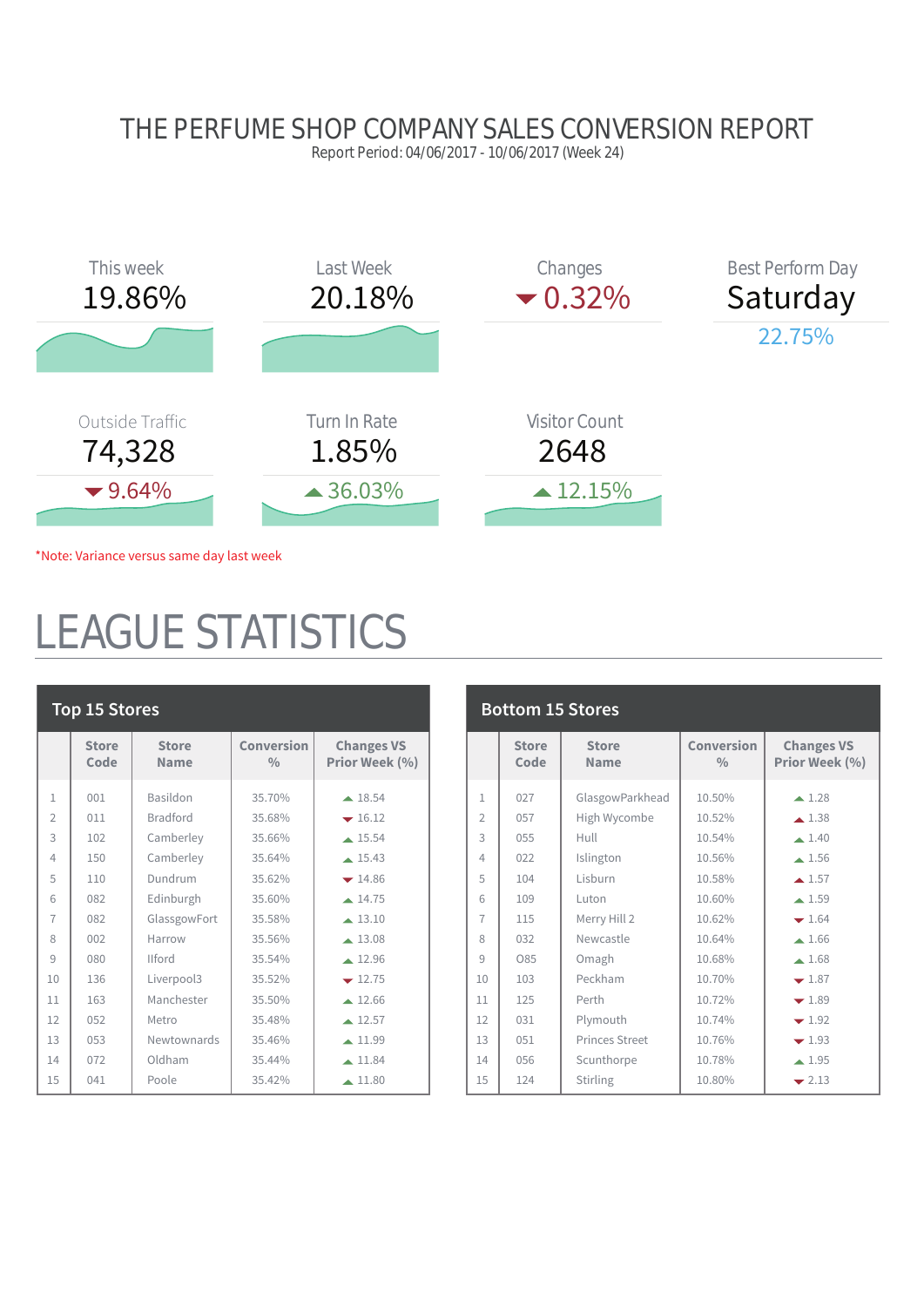# THE PERFUME SHOP COMPANY SALES CONVERSION REPORT

Report Period: 04/06/2017 - 10/06/2017 (Week 24)

| This week | Last Week | Changes | Best Perform Day |
|---|---|---|---|
| 19.86% | 20.18% | ▼ 0.32% | Saturday |
| | | | 22.75% |

| Outside Traffic | Turn In Rate | Visitor Count |
|---|---|---|
| 74,328 | 1.85% | 2648 |
| ▼ 9.64% | ▲ 36.03% | ▲ 12.15% |

*Note: Variance versus same day last week

# LEAGUE STATISTICS

## Top 15 Stores

| | Store Code | Store Name | Conversion % | Changes VS Prior Week (%) |
|---|---|---|---|---|
| 1 | 001 | Basildon | 35.70% | ▲ 18.54 |
| 2 | 011 | Bradford | 35.68% | ▼ 16.12 |
| 3 | 102 | Camberley | 35.66% | ▲ 15.54 |
| 4 | 150 | Camberley | 35.64% | ▲ 15.43 |
| 5 | 110 | Dundrum | 35.62% | ▼ 14.86 |
| 6 | 082 | Edinburgh | 35.60% | ▲ 14.75 |
| 7 | 082 | GlassgowFort | 35.58% | ▲ 13.10 |
| 8 | 002 | Harrow | 35.56% | ▲ 13.08 |
| 9 | 080 | Ilford | 35.54% | ▲ 12.96 |
| 10 | 136 | Liverpool3 | 35.52% | ▼ 12.75 |
| 11 | 163 | Manchester | 35.50% | ▲ 12.66 |
| 12 | 052 | Metro | 35.48% | ▲ 12.57 |
| 13 | 053 | Newtownards | 35.46% | ▲ 11.99 |
| 14 | 072 | Oldham | 35.44% | ▲ 11.84 |
| 15 | 041 | Poole | 35.42% | ▲ 11.80 |

## Bottom 15 Stores

| | Store Code | Store Name | Conversion % | Changes VS Prior Week (%) |
|---|---|---|---|---|
| 1 | 027 | GlasgowParkhead | 10.50% | ▲ 1.28 |
| 2 | 057 | High Wycombe | 10.52% | ▲ 1.38 |
| 3 | 055 | Hull | 10.54% | ▲ 1.40 |
| 4 | 022 | Islington | 10.56% | ▲ 1.56 |
| 5 | 104 | Lisburn | 10.58% | ▲ 1.57 |
| 6 | 109 | Luton | 10.60% | ▲ 1.59 |
| 7 | 115 | Merry Hill 2 | 10.62% | ▼ 1.64 |
| 8 | 032 | Newcastle | 10.64% | ▲ 1.66 |
| 9 | O85 | Omagh | 10.68% | ▲ 1.68 |
| 10 | 103 | Peckham | 10.70% | ▼ 1.87 |
| 11 | 125 | Perth | 10.72% | ▼ 1.89 |
| 12 | 031 | Plymouth | 10.74% | ▼ 1.92 |
| 13 | 051 | Princes Street | 10.76% | ▼ 1.93 |
| 14 | 056 | Scunthorpe | 10.78% | ▲ 1.95 |
| 15 | 124 | Stirling | 10.80% | ▼ 2.13 |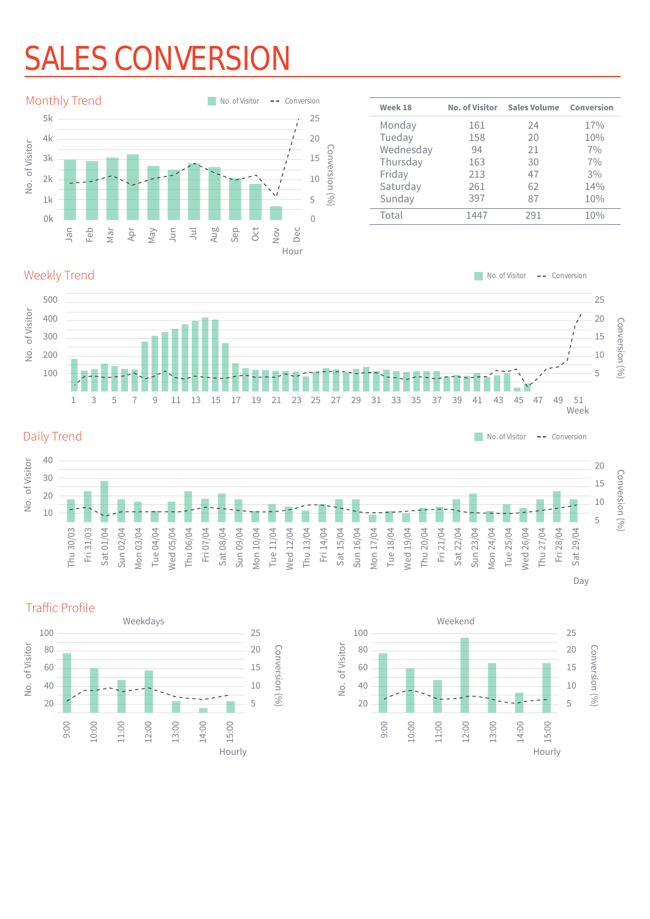# SALES CONVERSION

## Monthly Trend

No. of Visitor · Conversion

No. of Visitor: 0k, 1k, 2k, 3k, 4k, 5k
Conversion (%): 0, 5, 10, 15, 20, 25

Jan, Feb, Mar, Apr, May, Jun, Jul, Aug, Sep, Oct, Nov, Dec

Hour

| Week 18 | No. of Visitor | Sales Volume | Conversion |
|---|---|---|---|
| Monday | 161 | 24 | 17% |
| Tueday | 158 | 20 | 10% |
| Wednesday | 94 | 21 | 7% |
| Thursday | 163 | 30 | 7% |
| Friday | 213 | 47 | 3% |
| Saturday | 261 | 62 | 14% |
| Sunday | 397 | 87 | 10% |
| Total | 1447 | 291 | 10% |

## Weekly Trend

No. of Visitor · Conversion

No. of Visitor: 100, 200, 300, 400, 500
Conversion (%): 5, 10, 15, 20, 25

1, 3, 5, 7, 9, 11, 13, 15, 17, 19, 21, 23, 25, 27, 29, 31, 33, 35, 37, 39, 41, 43, 45, 47, 49, 51

Week

## Daily Trend

No. of Visitor · Conversion

No. of Visitor: 10, 20, 30, 40
Conversion (%): 5, 10, 15, 20

Thu 30/03, Fri 31/03, Sat 01/04, Sun 02/04, Mon 03/04, Tue 04/04, Wed 05/04, Thu 06/04, Fri 07/04, Sat 08/04, Sun 09/04, Mon 10/04, Tue 11/04, Wed 12/04, Thu 13/04, Fri 14/04, Sat 15/04, Sun 16/04, Mon 17/04, Tue 18/04, Wed 19/04, Thu 20/04, Fri 21/04, Sat 22/04, Sun 23/04, Mon 24/04, Tue 25/04, Wed 26/04, Thu 27/04, Fri 28/04, Sat 29/04

Day

## Traffic Profile

### Weekdays

No. of Visitor: 20, 40, 60, 80, 100
Conversion (%): 5, 10, 15, 20, 25

9:00, 10:00, 11:00, 12:00, 13:00, 14:00, 15:00

Hourly

### Weekend

No. of Visitor: 20, 40, 60, 80, 100
Conversion (%): 5, 10, 15, 20, 25

9:00, 10:00, 11:00, 12:00, 13:00, 14:00, 15:00

Hourly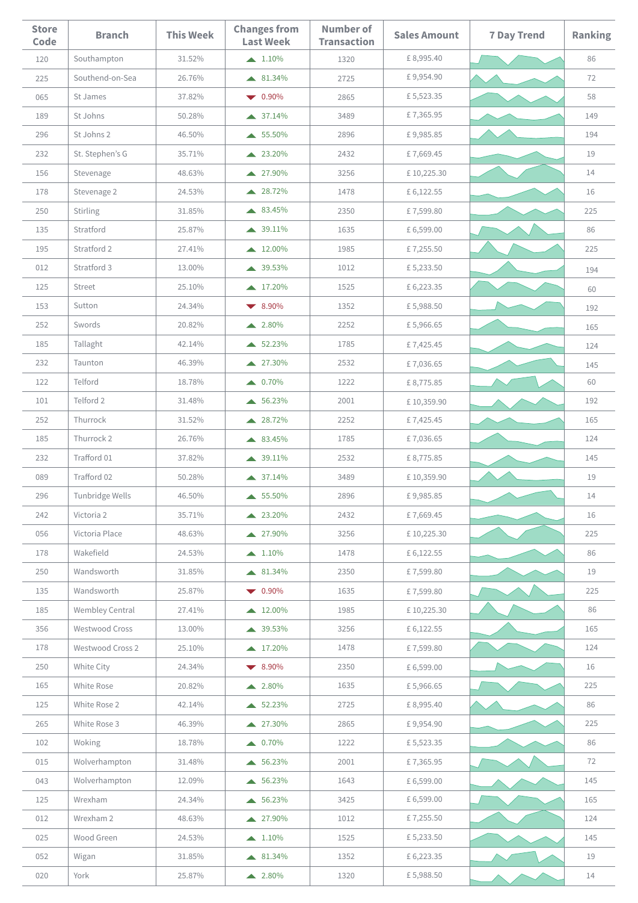| Store Code | Branch | This Week | Changes from Last Week | Number of Transaction | Sales Amount | 7 Day Trend | Ranking |
|---|---|---|---|---|---|---|---|
| 120 | Southampton | 31.52% | ▲ 1.10% | 1320 | £ 8,995.40 | | 86 |
| 225 | Southend-on-Sea | 26.76% | ▲ 81.34% | 2725 | £ 9,954.90 | | 72 |
| 065 | St James | 37.82% | ▼ 0.90% | 2865 | £ 5,523.35 | | 58 |
| 189 | St Johns | 50.28% | ▲ 37.14% | 3489 | £ 7,365.95 | | 149 |
| 296 | St Johns 2 | 46.50% | ▲ 55.50% | 2896 | £ 9,985.85 | | 194 |
| 232 | St. Stephen's G | 35.71% | ▲ 23.20% | 2432 | £ 7,669.45 | | 19 |
| 156 | Stevenage | 48.63% | ▲ 27.90% | 3256 | £ 10,225.30 | | 14 |
| 178 | Stevenage 2 | 24.53% | ▲ 28.72% | 1478 | £ 6,122.55 | | 16 |
| 250 | Stirling | 31.85% | ▲ 83.45% | 2350 | £ 7,599.80 | | 225 |
| 135 | Stratford | 25.87% | ▲ 39.11% | 1635 | £ 6,599.00 | | 86 |
| 195 | Stratford 2 | 27.41% | ▲ 12.00% | 1985 | £ 7,255.50 | | 225 |
| 012 | Stratford 3 | 13.00% | ▲ 39.53% | 1012 | £ 5,233.50 | | 194 |
| 125 | Street | 25.10% | ▲ 17.20% | 1525 | £ 6,223.35 | | 60 |
| 153 | Sutton | 24.34% | ▼ 8.90% | 1352 | £ 5,988.50 | | 192 |
| 252 | Swords | 20.82% | ▲ 2.80% | 2252 | £ 5,966.65 | | 165 |
| 185 | Tallaght | 42.14% | ▲ 52.23% | 1785 | £ 7,425.45 | | 124 |
| 232 | Taunton | 46.39% | ▲ 27.30% | 2532 | £ 7,036.65 | | 145 |
| 122 | Telford | 18.78% | ▲ 0.70% | 1222 | £ 8,775.85 | | 60 |
| 101 | Telford 2 | 31.48% | ▲ 56.23% | 2001 | £ 10,359.90 | | 192 |
| 252 | Thurrock | 31.52% | ▲ 28.72% | 2252 | £ 7,425.45 | | 165 |
| 185 | Thurrock 2 | 26.76% | ▲ 83.45% | 1785 | £ 7,036.65 | | 124 |
| 232 | Trafford 01 | 37.82% | ▲ 39.11% | 2532 | £ 8,775.85 | | 145 |
| 089 | Trafford 02 | 50.28% | ▲ 37.14% | 3489 | £ 10,359.90 | | 19 |
| 296 | Tunbridge Wells | 46.50% | ▲ 55.50% | 2896 | £ 9,985.85 | | 14 |
| 242 | Victoria 2 | 35.71% | ▲ 23.20% | 2432 | £ 7,669.45 | | 16 |
| 056 | Victoria Place | 48.63% | ▲ 27.90% | 3256 | £ 10,225.30 | | 225 |
| 178 | Wakefield | 24.53% | ▲ 1.10% | 1478 | £ 6,122.55 | | 86 |
| 250 | Wandsworth | 31.85% | ▲ 81.34% | 2350 | £ 7,599.80 | | 19 |
| 135 | Wandsworth | 25.87% | ▼ 0.90% | 1635 | £ 7,599.80 | | 225 |
| 185 | Wembley Central | 27.41% | ▲ 12.00% | 1985 | £ 10,225.30 | | 86 |
| 356 | Westwood Cross | 13.00% | ▲ 39.53% | 3256 | £ 6,122.55 | | 165 |
| 178 | Westwood Cross 2 | 25.10% | ▲ 17.20% | 1478 | £ 7,599.80 | | 124 |
| 250 | White City | 24.34% | ▼ 8.90% | 2350 | £ 6,599.00 | | 16 |
| 165 | White Rose | 20.82% | ▲ 2.80% | 1635 | £ 5,966.65 | | 225 |
| 125 | White Rose 2 | 42.14% | ▲ 52.23% | 2725 | £ 8,995.40 | | 86 |
| 265 | White Rose 3 | 46.39% | ▲ 27.30% | 2865 | £ 9,954.90 | | 225 |
| 102 | Woking | 18.78% | ▲ 0.70% | 1222 | £ 5,523.35 | | 86 |
| 015 | Wolverhampton | 31.48% | ▲ 56.23% | 2001 | £ 7,365.95 | | 72 |
| 043 | Wolverhampton | 12.09% | ▲ 56.23% | 1643 | £ 6,599.00 | | 145 |
| 125 | Wrexham | 24.34% | ▲ 56.23% | 3425 | £ 6,599.00 | | 165 |
| 012 | Wrexham 2 | 48.63% | ▲ 27.90% | 1012 | £ 7,255.50 | | 124 |
| 025 | Wood Green | 24.53% | ▲ 1.10% | 1525 | £ 5,233.50 | | 145 |
| 052 | Wigan | 31.85% | ▲ 81.34% | 1352 | £ 6,223.35 | | 19 |
| 020 | York | 25.87% | ▲ 2.80% | 1320 | £ 5,988.50 | | 14 |